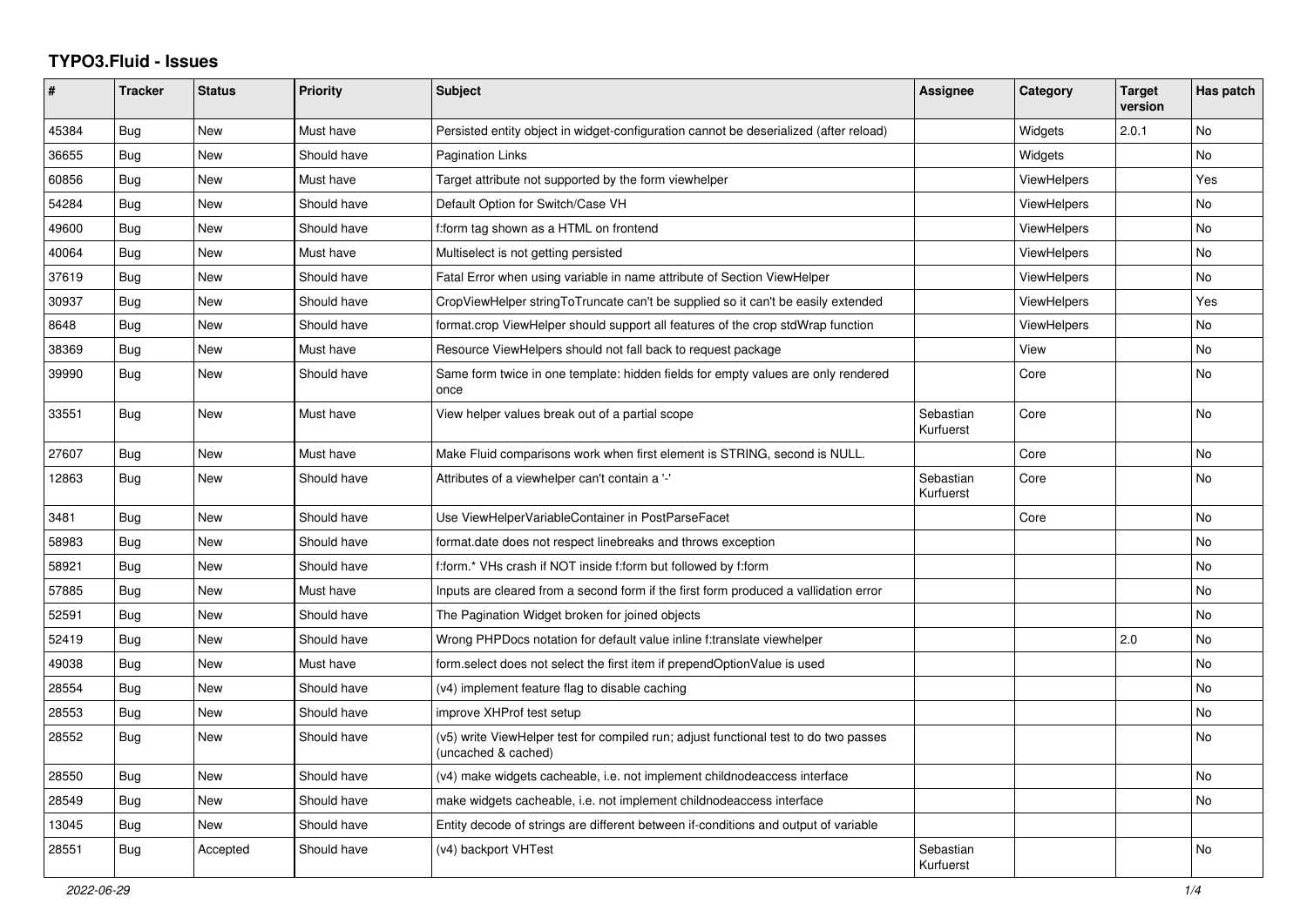# TYPO3.Fluid - Issues

| # | Tracker | Status | Priority | Subject | Assignee | Category | Target version | Has patch |
|---|---|---|---|---|---|---|---|---|
| 45384 | Bug | New | Must have | Persisted entity object in widget-configuration cannot be deserialized (after reload) | | Widgets | 2.0.1 | No |
| 36655 | Bug | New | Should have | Pagination Links | | Widgets | | No |
| 60856 | Bug | New | Must have | Target attribute not supported by the form viewhelper | | ViewHelpers | | Yes |
| 54284 | Bug | New | Should have | Default Option for Switch/Case VH | | ViewHelpers | | No |
| 49600 | Bug | New | Should have | f:form tag shown as a HTML on frontend | | ViewHelpers | | No |
| 40064 | Bug | New | Must have | Multiselect is not getting persisted | | ViewHelpers | | No |
| 37619 | Bug | New | Should have | Fatal Error when using variable in name attribute of Section ViewHelper | | ViewHelpers | | No |
| 30937 | Bug | New | Should have | CropViewHelper stringToTruncate can't be supplied so it can't be easily extended | | ViewHelpers | | Yes |
| 8648 | Bug | New | Should have | format.crop ViewHelper should support all features of the crop stdWrap function | | ViewHelpers | | No |
| 38369 | Bug | New | Must have | Resource ViewHelpers should not fall back to request package | | View | | No |
| 39990 | Bug | New | Should have | Same form twice in one template: hidden fields for empty values are only rendered once | | Core | | No |
| 33551 | Bug | New | Must have | View helper values break out of a partial scope | Sebastian Kurfuerst | Core | | No |
| 27607 | Bug | New | Must have | Make Fluid comparisons work when first element is STRING, second is NULL. | | Core | | No |
| 12863 | Bug | New | Should have | Attributes of a viewhelper can't contain a '-' | Sebastian Kurfuerst | Core | | No |
| 3481 | Bug | New | Should have | Use ViewHelperVariableContainer in PostParseFacet | | Core | | No |
| 58983 | Bug | New | Should have | format.date does not respect linebreaks and throws exception | | | | No |
| 58921 | Bug | New | Should have | f:form.* VHs crash if NOT inside f:form but followed by f:form | | | | No |
| 57885 | Bug | New | Must have | Inputs are cleared from a second form if the first form produced a vallidation error | | | | No |
| 52591 | Bug | New | Should have | The Pagination Widget broken for joined objects | | | | No |
| 52419 | Bug | New | Should have | Wrong PHPDocs notation for default value inline f:translate viewhelper | | | 2.0 | No |
| 49038 | Bug | New | Must have | form.select does not select the first item if prependOptionValue is used | | | | No |
| 28554 | Bug | New | Should have | (v4) implement feature flag to disable caching | | | | No |
| 28553 | Bug | New | Should have | improve XHProf test setup | | | | No |
| 28552 | Bug | New | Should have | (v5) write ViewHelper test for compiled run; adjust functional test to do two passes (uncached & cached) | | | | No |
| 28550 | Bug | New | Should have | (v4) make widgets cacheable, i.e. not implement childnodeaccess interface | | | | No |
| 28549 | Bug | New | Should have | make widgets cacheable, i.e. not implement childnodeaccess interface | | | | No |
| 13045 | Bug | New | Should have | Entity decode of strings are different between if-conditions and output of variable | | | | |
| 28551 | Bug | Accepted | Should have | (v4) backport VHTest | Sebastian Kurfuerst | | | No |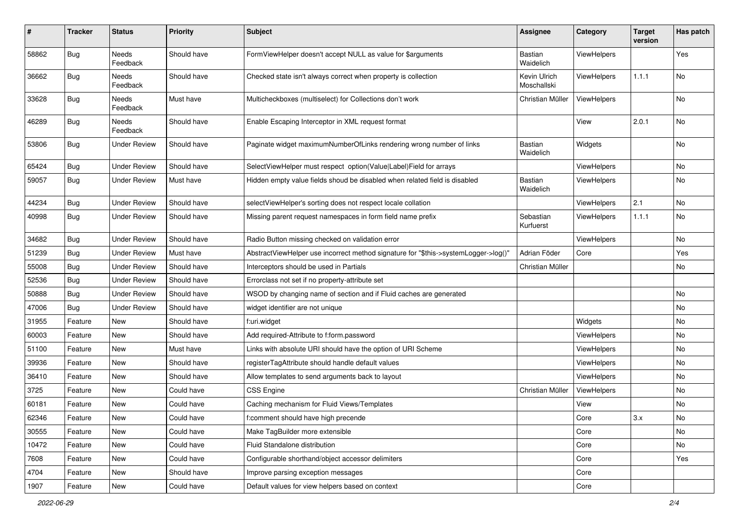| # | Tracker | Status | Priority | Subject | Assignee | Category | Target version | Has patch |
|---|---|---|---|---|---|---|---|---|
| 58862 | Bug | Needs Feedback | Should have | FormViewHelper doesn't accept NULL as value for $arguments | Bastian Waidelich | ViewHelpers | | Yes |
| 36662 | Bug | Needs Feedback | Should have | Checked state isn't always correct when property is collection | Kevin Ulrich Moschallski | ViewHelpers | 1.1.1 | No |
| 33628 | Bug | Needs Feedback | Must have | Multicheckboxes (multiselect) for Collections don't work | Christian Müller | ViewHelpers | | No |
| 46289 | Bug | Needs Feedback | Should have | Enable Escaping Interceptor in XML request format | | View | 2.0.1 | No |
| 53806 | Bug | Under Review | Should have | Paginate widget maximumNumberOfLinks rendering wrong number of links | Bastian Waidelich | Widgets | | No |
| 65424 | Bug | Under Review | Should have | SelectViewHelper must respect option(Value\|Label)Field for arrays | | ViewHelpers | | No |
| 59057 | Bug | Under Review | Must have | Hidden empty value fields shoud be disabled when related field is disabled | Bastian Waidelich | ViewHelpers | | No |
| 44234 | Bug | Under Review | Should have | selectViewHelper's sorting does not respect locale collation | | ViewHelpers | 2.1 | No |
| 40998 | Bug | Under Review | Should have | Missing parent request namespaces in form field name prefix | Sebastian Kurfuerst | ViewHelpers | 1.1.1 | No |
| 34682 | Bug | Under Review | Should have | Radio Button missing checked on validation error | | ViewHelpers | | No |
| 51239 | Bug | Under Review | Must have | AbstractViewHelper use incorrect method signature for "$this->systemLogger->log()" | Adrian Föder | Core | | Yes |
| 55008 | Bug | Under Review | Should have | Interceptors should be used in Partials | Christian Müller | | | No |
| 52536 | Bug | Under Review | Should have | Errorclass not set if no property-attribute set | | | | |
| 50888 | Bug | Under Review | Should have | WSOD by changing name of section and if Fluid caches are generated | | | | No |
| 47006 | Bug | Under Review | Should have | widget identifier are not unique | | | | No |
| 31955 | Feature | New | Should have | f:uri.widget | | Widgets | | No |
| 60003 | Feature | New | Should have | Add required-Attribute to f:form.password | | ViewHelpers | | No |
| 51100 | Feature | New | Must have | Links with absolute URI should have the option of URI Scheme | | ViewHelpers | | No |
| 39936 | Feature | New | Should have | registerTagAttribute should handle default values | | ViewHelpers | | No |
| 36410 | Feature | New | Should have | Allow templates to send arguments back to layout | | ViewHelpers | | No |
| 3725 | Feature | New | Could have | CSS Engine | Christian Müller | ViewHelpers | | No |
| 60181 | Feature | New | Could have | Caching mechanism for Fluid Views/Templates | | View | | No |
| 62346 | Feature | New | Could have | f:comment should have high precende | | Core | 3.x | No |
| 30555 | Feature | New | Could have | Make TagBuilder more extensible | | Core | | No |
| 10472 | Feature | New | Could have | Fluid Standalone distribution | | Core | | No |
| 7608 | Feature | New | Could have | Configurable shorthand/object accessor delimiters | | Core | | Yes |
| 4704 | Feature | New | Should have | Improve parsing exception messages | | Core | | |
| 1907 | Feature | New | Could have | Default values for view helpers based on context | | Core | | |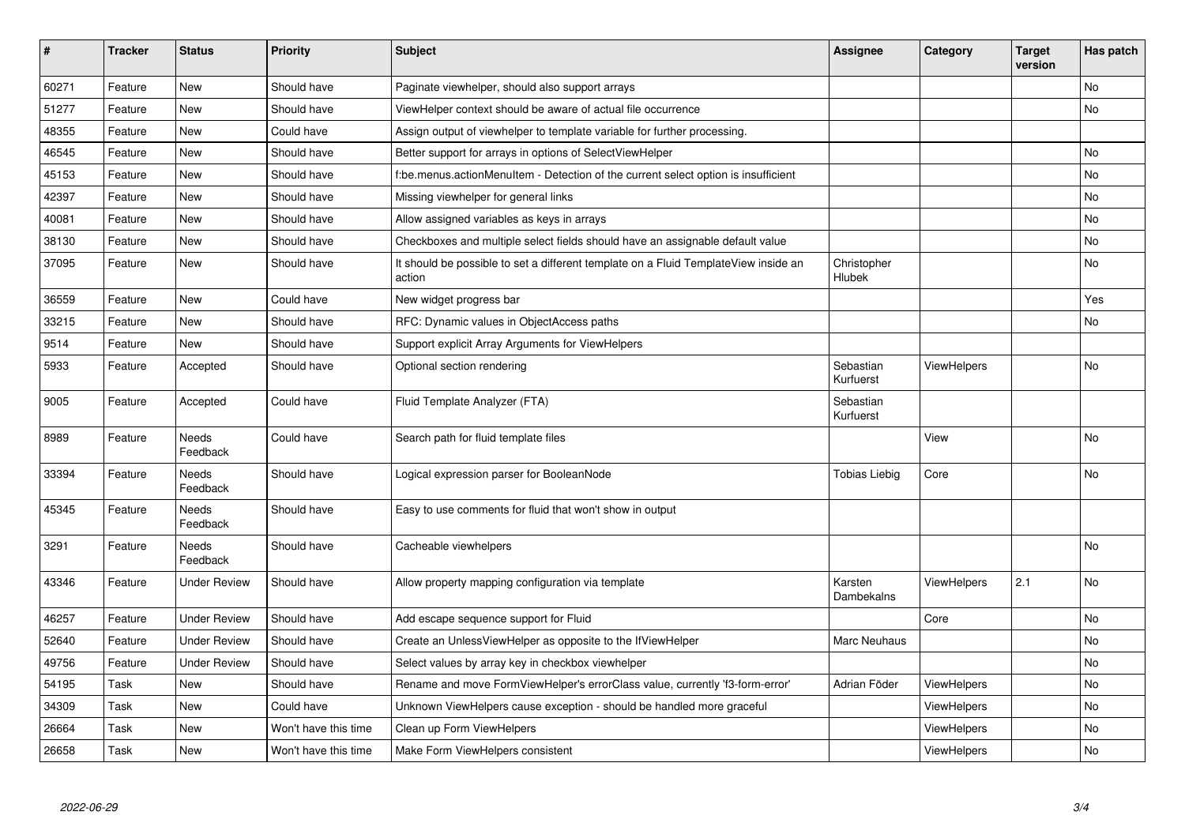| # | Tracker | Status | Priority | Subject | Assignee | Category | Target version | Has patch |
|---|---|---|---|---|---|---|---|---|
| 60271 | Feature | New | Should have | Paginate viewhelper, should also support arrays | | | | No |
| 51277 | Feature | New | Should have | ViewHelper context should be aware of actual file occurrence | | | | No |
| 48355 | Feature | New | Could have | Assign output of viewhelper to template variable for further processing. | | | | |
| 46545 | Feature | New | Should have | Better support for arrays in options of SelectViewHelper | | | | No |
| 45153 | Feature | New | Should have | f:be.menus.actionMenuItem - Detection of the current select option is insufficient | | | | No |
| 42397 | Feature | New | Should have | Missing viewhelper for general links | | | | No |
| 40081 | Feature | New | Should have | Allow assigned variables as keys in arrays | | | | No |
| 38130 | Feature | New | Should have | Checkboxes and multiple select fields should have an assignable default value | | | | No |
| 37095 | Feature | New | Should have | It should be possible to set a different template on a Fluid TemplateView inside an action | Christopher Hlubek | | | No |
| 36559 | Feature | New | Could have | New widget progress bar | | | | Yes |
| 33215 | Feature | New | Should have | RFC: Dynamic values in ObjectAccess paths | | | | No |
| 9514 | Feature | New | Should have | Support explicit Array Arguments for ViewHelpers | | | | |
| 5933 | Feature | Accepted | Should have | Optional section rendering | Sebastian Kurfuerst | ViewHelpers | | No |
| 9005 | Feature | Accepted | Could have | Fluid Template Analyzer (FTA) | Sebastian Kurfuerst | | | |
| 8989 | Feature | Needs Feedback | Could have | Search path for fluid template files | | View | | No |
| 33394 | Feature | Needs Feedback | Should have | Logical expression parser for BooleanNode | Tobias Liebig | Core | | No |
| 45345 | Feature | Needs Feedback | Should have | Easy to use comments for fluid that won't show in output | | | | |
| 3291 | Feature | Needs Feedback | Should have | Cacheable viewhelpers | | | | No |
| 43346 | Feature | Under Review | Should have | Allow property mapping configuration via template | Karsten Dambekalns | ViewHelpers | 2.1 | No |
| 46257 | Feature | Under Review | Should have | Add escape sequence support for Fluid | | Core | | No |
| 52640 | Feature | Under Review | Should have | Create an UnlessViewHelper as opposite to the IfViewHelper | Marc Neuhaus | | | No |
| 49756 | Feature | Under Review | Should have | Select values by array key in checkbox viewhelper | | | | No |
| 54195 | Task | New | Should have | Rename and move FormViewHelper's errorClass value, currently 'f3-form-error' | Adrian Föder | ViewHelpers | | No |
| 34309 | Task | New | Could have | Unknown ViewHelpers cause exception - should be handled more graceful | | ViewHelpers | | No |
| 26664 | Task | New | Won't have this time | Clean up Form ViewHelpers | | ViewHelpers | | No |
| 26658 | Task | New | Won't have this time | Make Form ViewHelpers consistent | | ViewHelpers | | No |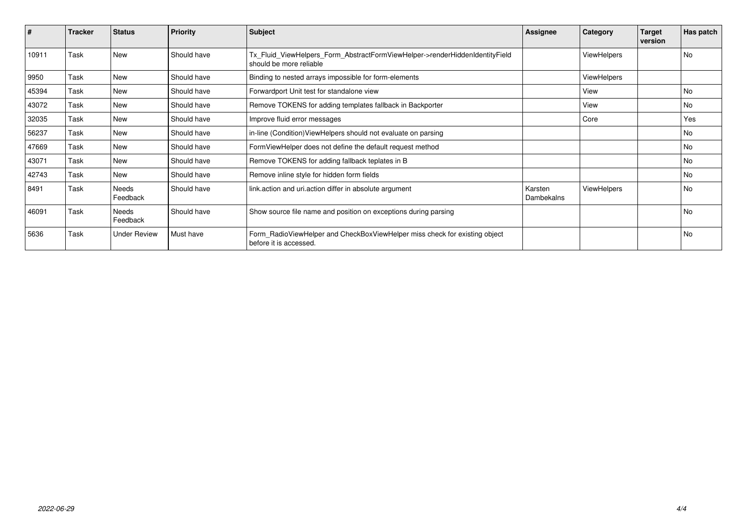| # | Tracker | Status | Priority | Subject | Assignee | Category | Target version | Has patch |
|---|---|---|---|---|---|---|---|---|
| 10911 | Task | New | Should have | Tx_Fluid_ViewHelpers_Form_AbstractFormViewHelper->renderHiddenIdentityField should be more reliable | | ViewHelpers | | No |
| 9950 | Task | New | Should have | Binding to nested arrays impossible for form-elements | | ViewHelpers | | |
| 45394 | Task | New | Should have | Forwardport Unit test for standalone view | | View | | No |
| 43072 | Task | New | Should have | Remove TOKENS for adding templates fallback in Backporter | | View | | No |
| 32035 | Task | New | Should have | Improve fluid error messages | | Core | | Yes |
| 56237 | Task | New | Should have | in-line (Condition)ViewHelpers should not evaluate on parsing | | | | No |
| 47669 | Task | New | Should have | FormViewHelper does not define the default request method | | | | No |
| 43071 | Task | New | Should have | Remove TOKENS for adding fallback teplates in B | | | | No |
| 42743 | Task | New | Should have | Remove inline style for hidden form fields | | | | No |
| 8491 | Task | Needs Feedback | Should have | link.action and uri.action differ in absolute argument | Karsten Dambekalns | ViewHelpers | | No |
| 46091 | Task | Needs Feedback | Should have | Show source file name and position on exceptions during parsing | | | | No |
| 5636 | Task | Under Review | Must have | Form_RadioViewHelper and CheckBoxViewHelper miss check for existing object before it is accessed. | | | | No |